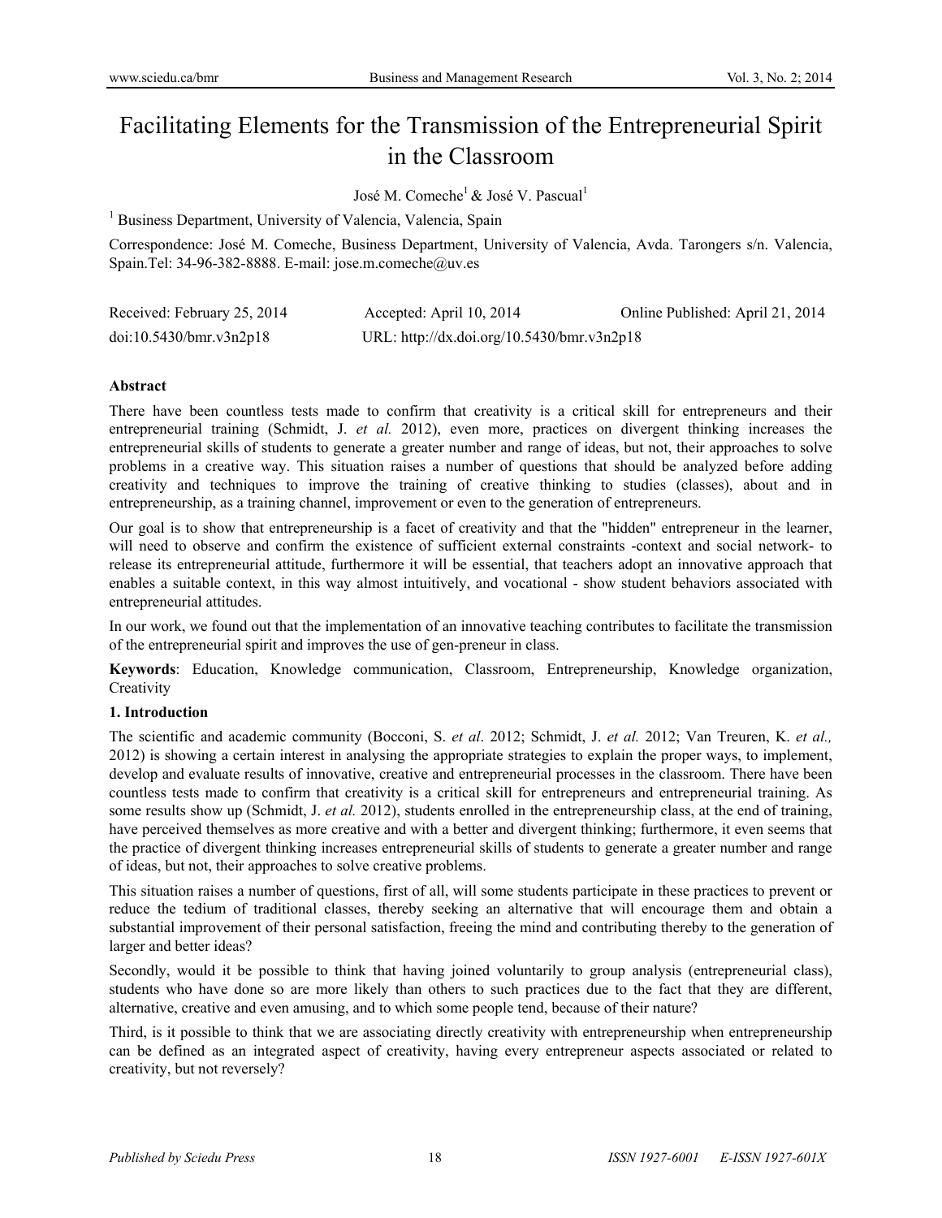# Facilitating Elements for the Transmission of the Entrepreneurial Spirit in the Classroom

José M. Comeche[1] & José V. Pascual[1]

[1] Business Department, University of Valencia, Valencia, Spain

Correspondence: José M. Comeche, Business Department, University of Valencia, Avda. Tarongers s/n. Valencia, Spain.Tel: 34-96-382-8888. E-mail: jose.m.comeche@uv.es

Received: February 25, 2014 Accepted: April 10, 2014 Online Published: April 21, 2014

doi:10.5430/bmr.v3n2p18 URL: http://dx.doi.org/10.5430/bmr.v3n2p18

**Abstract**

There have been countless tests made to confirm that creativity is a critical skill for entrepreneurs and their entrepreneurial training (Schmidt, J. *et al.* 2012), even more, practices on divergent thinking increases the entrepreneurial skills of students to generate a greater number and range of ideas, but not, their approaches to solve problems in a creative way. This situation raises a number of questions that should be analyzed before adding creativity and techniques to improve the training of creative thinking to studies (classes), about and in entrepreneurship, as a training channel, improvement or even to the generation of entrepreneurs.

Our goal is to show that entrepreneurship is a facet of creativity and that the "hidden" entrepreneur in the learner, will need to observe and confirm the existence of sufficient external constraints -context and social network- to release its entrepreneurial attitude, furthermore it will be essential, that teachers adopt an innovative approach that enables a suitable context, in this way almost intuitively, and vocational - show student behaviors associated with entrepreneurial attitudes.

In our work, we found out that the implementation of an innovative teaching contributes to facilitate the transmission of the entrepreneurial spirit and improves the use of gen-preneur in class.

**Keywords**: Education, Knowledge communication, Classroom, Entrepreneurship, Knowledge organization, Creativity

## 1. Introduction

The scientific and academic community (Bocconi, S. *et al*. 2012; Schmidt, J. *et al.* 2012; Van Treuren, K. *et al.,* 2012) is showing a certain interest in analysing the appropriate strategies to explain the proper ways, to implement, develop and evaluate results of innovative, creative and entrepreneurial processes in the classroom. There have been countless tests made to confirm that creativity is a critical skill for entrepreneurs and entrepreneurial training. As some results show up (Schmidt, J. *et al.* 2012), students enrolled in the entrepreneurship class, at the end of training, have perceived themselves as more creative and with a better and divergent thinking; furthermore, it even seems that the practice of divergent thinking increases entrepreneurial skills of students to generate a greater number and range of ideas, but not, their approaches to solve creative problems.

This situation raises a number of questions, first of all, will some students participate in these practices to prevent or reduce the tedium of traditional classes, thereby seeking an alternative that will encourage them and obtain a substantial improvement of their personal satisfaction, freeing the mind and contributing thereby to the generation of larger and better ideas?

Secondly, would it be possible to think that having joined voluntarily to group analysis (entrepreneurial class), students who have done so are more likely than others to such practices due to the fact that they are different, alternative, creative and even amusing, and to which some people tend, because of their nature?

Third, is it possible to think that we are associating directly creativity with entrepreneurship when entrepreneurship can be defined as an integrated aspect of creativity, having every entrepreneur aspects associated or related to creativity, but not reversely?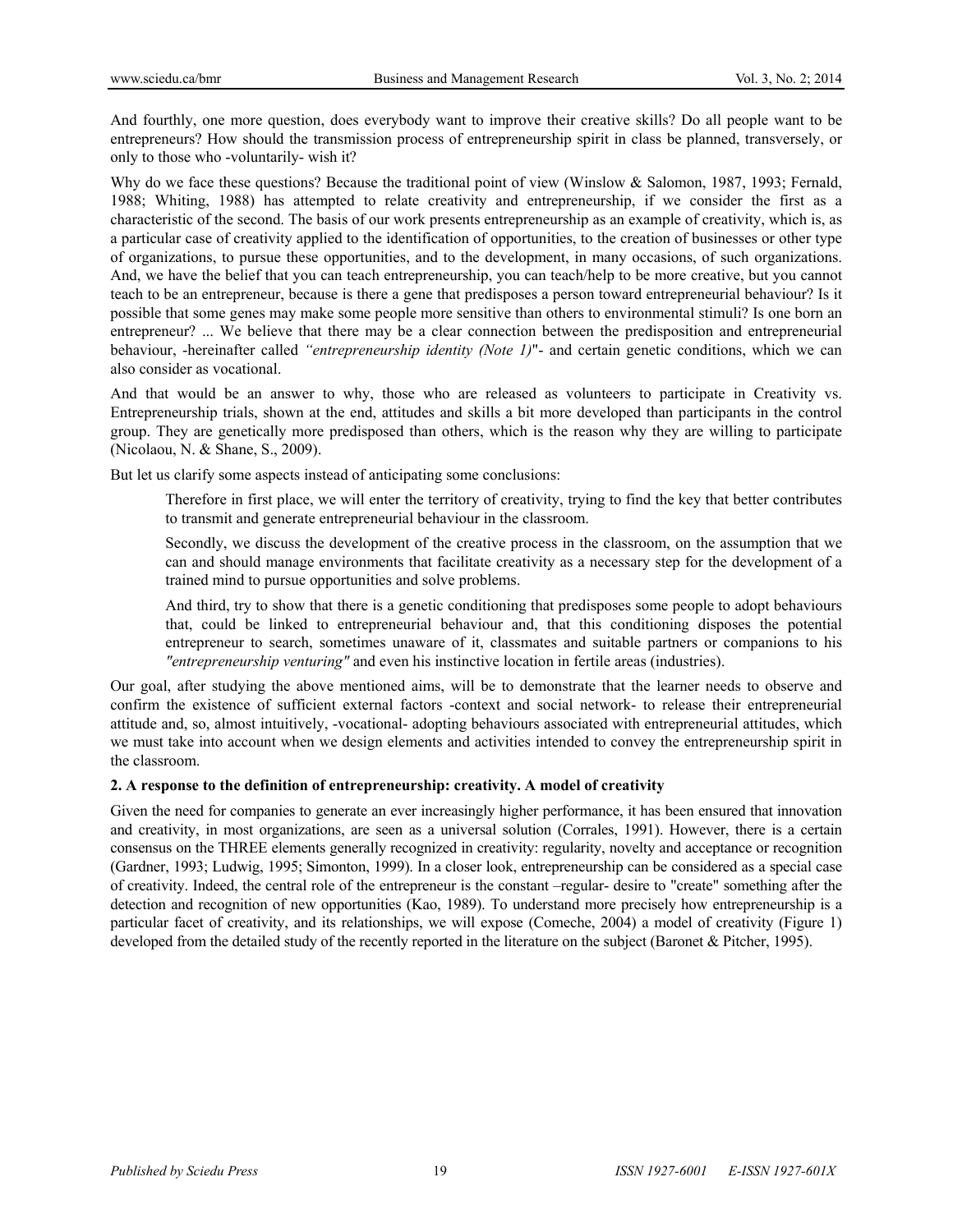And fourthly, one more question, does everybody want to improve their creative skills? Do all people want to be entrepreneurs? How should the transmission process of entrepreneurship spirit in class be planned, transversely, or only to those who -voluntarily- wish it?

Why do we face these questions? Because the traditional point of view (Winslow & Salomon, 1987, 1993; Fernald, 1988; Whiting, 1988) has attempted to relate creativity and entrepreneurship, if we consider the first as a characteristic of the second. The basis of our work presents entrepreneurship as an example of creativity, which is, as a particular case of creativity applied to the identification of opportunities, to the creation of businesses or other type of organizations, to pursue these opportunities, and to the development, in many occasions, of such organizations. And, we have the belief that you can teach entrepreneurship, you can teach/help to be more creative, but you cannot teach to be an entrepreneur, because is there a gene that predisposes a person toward entrepreneurial behaviour? Is it possible that some genes may make some people more sensitive than others to environmental stimuli? Is one born an entrepreneur? ... We believe that there may be a clear connection between the predisposition and entrepreneurial behaviour, -hereinafter called *"entrepreneurship identity (Note 1)*"- and certain genetic conditions, which we can also consider as vocational.

And that would be an answer to why, those who are released as volunteers to participate in Creativity vs. Entrepreneurship trials, shown at the end, attitudes and skills a bit more developed than participants in the control group. They are genetically more predisposed than others, which is the reason why they are willing to participate (Nicolaou, N. & Shane, S., 2009).

But let us clarify some aspects instead of anticipating some conclusions:

> Therefore in first place, we will enter the territory of creativity, trying to find the key that better contributes to transmit and generate entrepreneurial behaviour in the classroom.
>
> Secondly, we discuss the development of the creative process in the classroom, on the assumption that we can and should manage environments that facilitate creativity as a necessary step for the development of a trained mind to pursue opportunities and solve problems.
>
> And third, try to show that there is a genetic conditioning that predisposes some people to adopt behaviours that, could be linked to entrepreneurial behaviour and, that this conditioning disposes the potential entrepreneur to search, sometimes unaware of it, classmates and suitable partners or companions to his *"entrepreneurship venturing"* and even his instinctive location in fertile areas (industries).

Our goal, after studying the above mentioned aims, will be to demonstrate that the learner needs to observe and confirm the existence of sufficient external factors -context and social network- to release their entrepreneurial attitude and, so, almost intuitively, -vocational- adopting behaviours associated with entrepreneurial attitudes, which we must take into account when we design elements and activities intended to convey the entrepreneurship spirit in the classroom.

**2. A response to the definition of entrepreneurship: creativity. A model of creativity**

Given the need for companies to generate an ever increasingly higher performance, it has been ensured that innovation and creativity, in most organizations, are seen as a universal solution (Corrales, 1991). However, there is a certain consensus on the THREE elements generally recognized in creativity: regularity, novelty and acceptance or recognition (Gardner, 1993; Ludwig, 1995; Simonton, 1999). In a closer look, entrepreneurship can be considered as a special case of creativity. Indeed, the central role of the entrepreneur is the constant –regular- desire to "create" something after the detection and recognition of new opportunities (Kao, 1989). To understand more precisely how entrepreneurship is a particular facet of creativity, and its relationships, we will expose (Comeche, 2004) a model of creativity (Figure 1) developed from the detailed study of the recently reported in the literature on the subject (Baronet & Pitcher, 1995).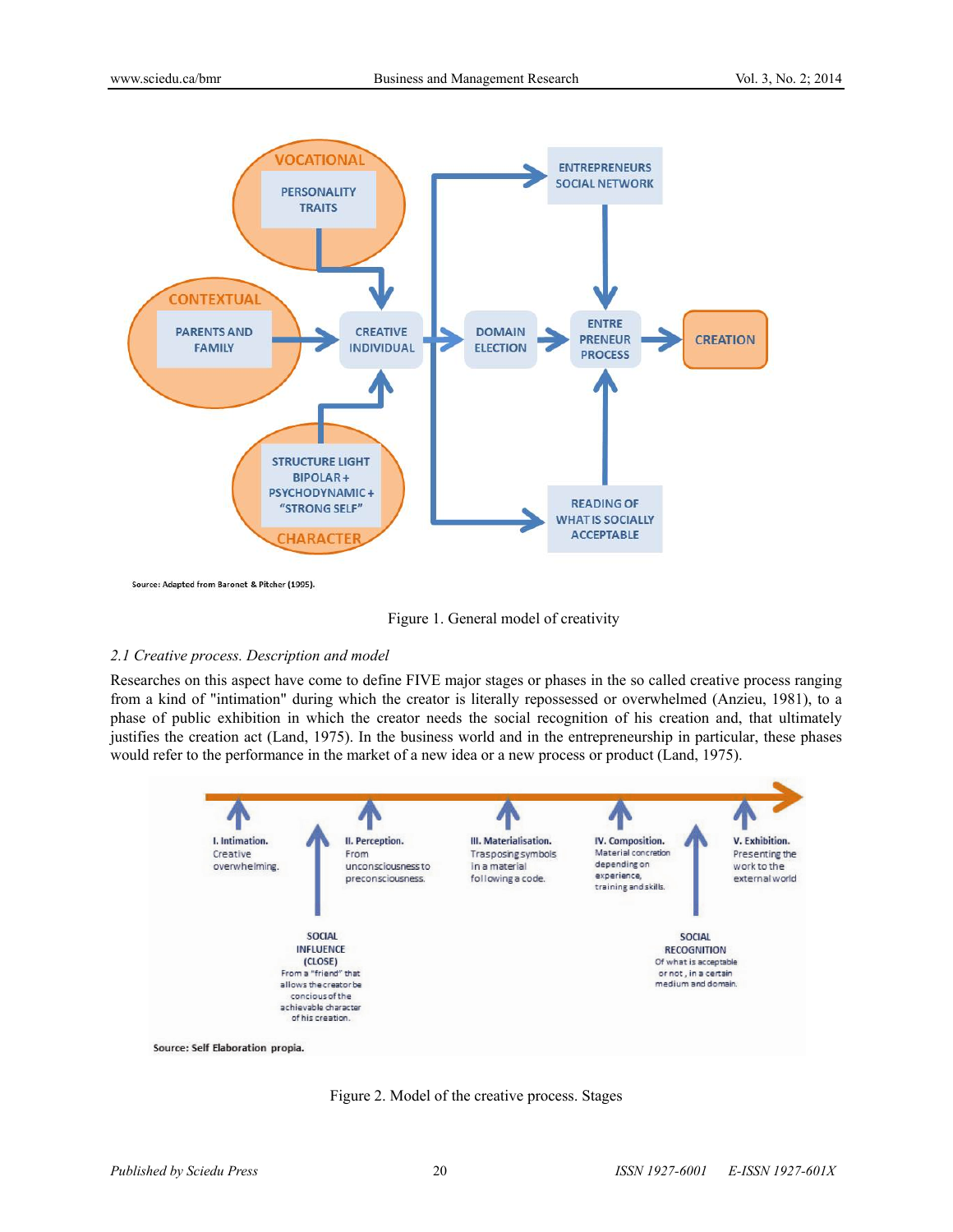Source: Adapted from Baronet & Pitcher (1995).

Figure 1. General model of creativity

### *2.1 Creative process. Description and model*

Researches on this aspect have come to define FIVE major stages or phases in the so called creative process ranging from a kind of "intimation" during which the creator is literally repossessed or overwhelmed (Anzieu, 1981), to a phase of public exhibition in which the creator needs the social recognition of his creation and, that ultimately justifies the creation act (Land, 1975). In the business world and in the entrepreneurship in particular, these phases would refer to the performance in the market of a new idea or a new process or product (Land, 1975).

Source: Self Elaboration propia.

Figure 2. Model of the creative process. Stages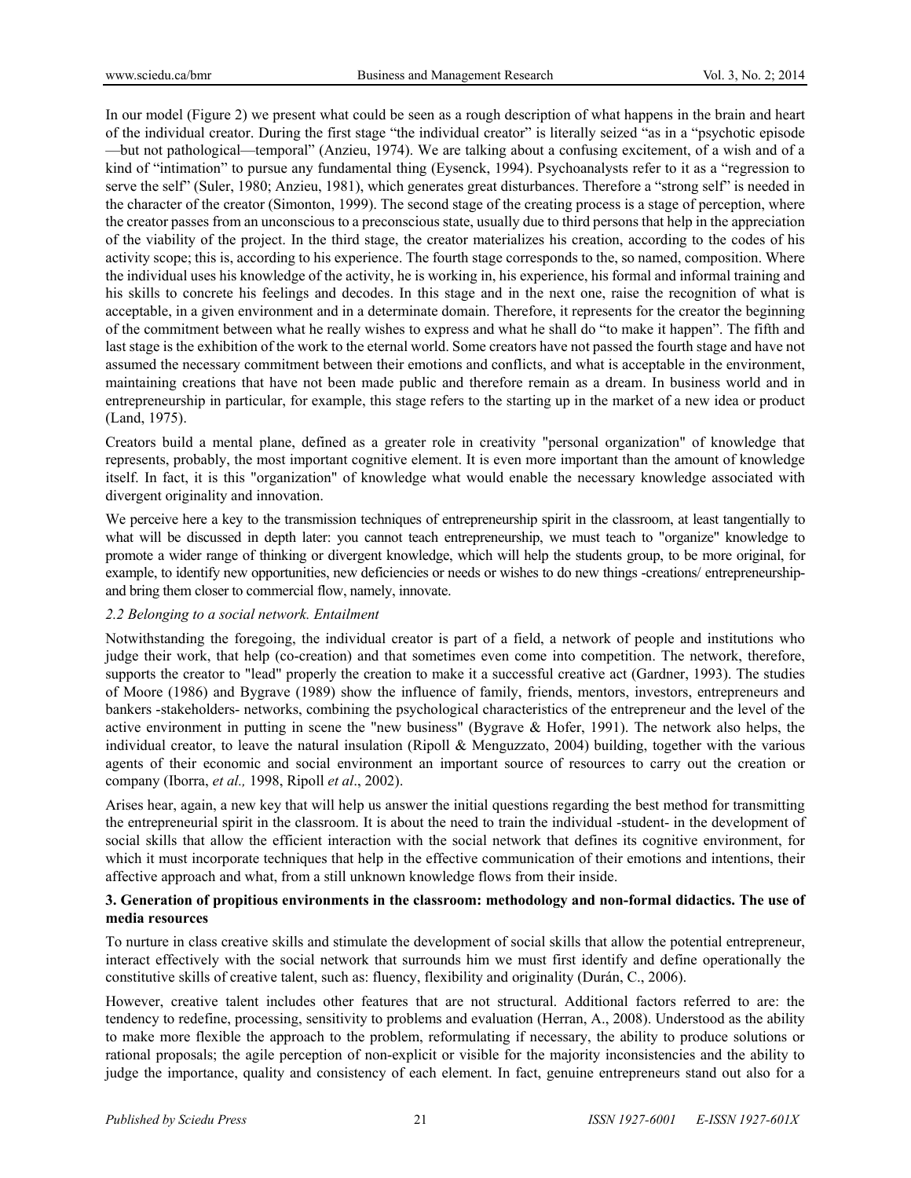In our model (Figure 2) we present what could be seen as a rough description of what happens in the brain and heart of the individual creator. During the first stage "the individual creator" is literally seized "as in a "psychotic episode —but not pathological—temporal" (Anzieu, 1974). We are talking about a confusing excitement, of a wish and of a kind of "intimation" to pursue any fundamental thing (Eysenck, 1994). Psychoanalysts refer to it as a "regression to serve the self" (Suler, 1980; Anzieu, 1981), which generates great disturbances. Therefore a "strong self" is needed in the character of the creator (Simonton, 1999). The second stage of the creating process is a stage of perception, where the creator passes from an unconscious to a preconscious state, usually due to third persons that help in the appreciation of the viability of the project. In the third stage, the creator materializes his creation, according to the codes of his activity scope; this is, according to his experience. The fourth stage corresponds to the, so named, composition. Where the individual uses his knowledge of the activity, he is working in, his experience, his formal and informal training and his skills to concrete his feelings and decodes. In this stage and in the next one, raise the recognition of what is acceptable, in a given environment and in a determinate domain. Therefore, it represents for the creator the beginning of the commitment between what he really wishes to express and what he shall do "to make it happen". The fifth and last stage is the exhibition of the work to the eternal world. Some creators have not passed the fourth stage and have not assumed the necessary commitment between their emotions and conflicts, and what is acceptable in the environment, maintaining creations that have not been made public and therefore remain as a dream. In business world and in entrepreneurship in particular, for example, this stage refers to the starting up in the market of a new idea or product (Land, 1975).

Creators build a mental plane, defined as a greater role in creativity "personal organization" of knowledge that represents, probably, the most important cognitive element. It is even more important than the amount of knowledge itself. In fact, it is this "organization" of knowledge what would enable the necessary knowledge associated with divergent originality and innovation.

We perceive here a key to the transmission techniques of entrepreneurship spirit in the classroom, at least tangentially to what will be discussed in depth later: you cannot teach entrepreneurship, we must teach to "organize" knowledge to promote a wider range of thinking or divergent knowledge, which will help the students group, to be more original, for example, to identify new opportunities, new deficiencies or needs or wishes to do new things -creations/ entrepreneurship- and bring them closer to commercial flow, namely, innovate.

### *2.2 Belonging to a social network. Entailment*

Notwithstanding the foregoing, the individual creator is part of a field, a network of people and institutions who judge their work, that help (co-creation) and that sometimes even come into competition. The network, therefore, supports the creator to "lead" properly the creation to make it a successful creative act (Gardner, 1993). The studies of Moore (1986) and Bygrave (1989) show the influence of family, friends, mentors, investors, entrepreneurs and bankers -stakeholders- networks, combining the psychological characteristics of the entrepreneur and the level of the active environment in putting in scene the "new business" (Bygrave & Hofer, 1991). The network also helps, the individual creator, to leave the natural insulation (Ripoll & Menguzzato, 2004) building, together with the various agents of their economic and social environment an important source of resources to carry out the creation or company (Iborra, *et al.,* 1998, Ripoll *et al*., 2002).

Arises hear, again, a new key that will help us answer the initial questions regarding the best method for transmitting the entrepreneurial spirit in the classroom. It is about the need to train the individual -student- in the development of social skills that allow the efficient interaction with the social network that defines its cognitive environment, for which it must incorporate techniques that help in the effective communication of their emotions and intentions, their affective approach and what, from a still unknown knowledge flows from their inside.

## **3. Generation of propitious environments in the classroom: methodology and non-formal didactics. The use of media resources**

To nurture in class creative skills and stimulate the development of social skills that allow the potential entrepreneur, interact effectively with the social network that surrounds him we must first identify and define operationally the constitutive skills of creative talent, such as: fluency, flexibility and originality (Durán, C., 2006).

However, creative talent includes other features that are not structural. Additional factors referred to are: the tendency to redefine, processing, sensitivity to problems and evaluation (Herran, A., 2008). Understood as the ability to make more flexible the approach to the problem, reformulating if necessary, the ability to produce solutions or rational proposals; the agile perception of non-explicit or visible for the majority inconsistencies and the ability to judge the importance, quality and consistency of each element. In fact, genuine entrepreneurs stand out also for a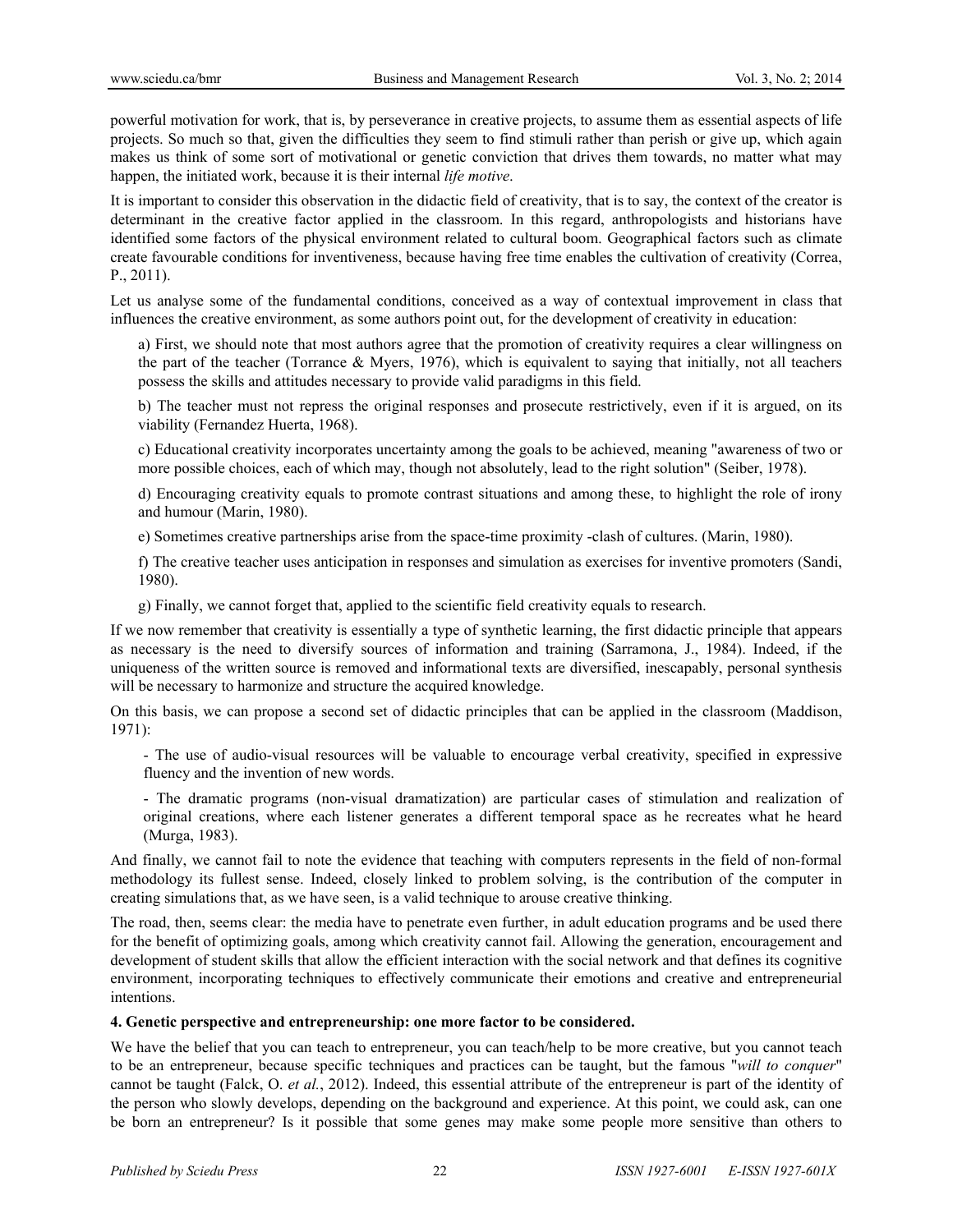powerful motivation for work, that is, by perseverance in creative projects, to assume them as essential aspects of life projects. So much so that, given the difficulties they seem to find stimuli rather than perish or give up, which again makes us think of some sort of motivational or genetic conviction that drives them towards, no matter what may happen, the initiated work, because it is their internal *life motive*.

It is important to consider this observation in the didactic field of creativity, that is to say, the context of the creator is determinant in the creative factor applied in the classroom. In this regard, anthropologists and historians have identified some factors of the physical environment related to cultural boom. Geographical factors such as climate create favourable conditions for inventiveness, because having free time enables the cultivation of creativity (Correa, P., 2011).

Let us analyse some of the fundamental conditions, conceived as a way of contextual improvement in class that influences the creative environment, as some authors point out, for the development of creativity in education:

a) First, we should note that most authors agree that the promotion of creativity requires a clear willingness on the part of the teacher (Torrance & Myers, 1976), which is equivalent to saying that initially, not all teachers possess the skills and attitudes necessary to provide valid paradigms in this field.

b) The teacher must not repress the original responses and prosecute restrictively, even if it is argued, on its viability (Fernandez Huerta, 1968).

c) Educational creativity incorporates uncertainty among the goals to be achieved, meaning "awareness of two or more possible choices, each of which may, though not absolutely, lead to the right solution" (Seiber, 1978).

d) Encouraging creativity equals to promote contrast situations and among these, to highlight the role of irony and humour (Marin, 1980).

e) Sometimes creative partnerships arise from the space-time proximity -clash of cultures. (Marin, 1980).

f) The creative teacher uses anticipation in responses and simulation as exercises for inventive promoters (Sandi, 1980).

g) Finally, we cannot forget that, applied to the scientific field creativity equals to research.

If we now remember that creativity is essentially a type of synthetic learning, the first didactic principle that appears as necessary is the need to diversify sources of information and training (Sarramona, J., 1984). Indeed, if the uniqueness of the written source is removed and informational texts are diversified, inescapably, personal synthesis will be necessary to harmonize and structure the acquired knowledge.

On this basis, we can propose a second set of didactic principles that can be applied in the classroom (Maddison, 1971):

- The use of audio-visual resources will be valuable to encourage verbal creativity, specified in expressive fluency and the invention of new words.

- The dramatic programs (non-visual dramatization) are particular cases of stimulation and realization of original creations, where each listener generates a different temporal space as he recreates what he heard (Murga, 1983).

And finally, we cannot fail to note the evidence that teaching with computers represents in the field of non-formal methodology its fullest sense. Indeed, closely linked to problem solving, is the contribution of the computer in creating simulations that, as we have seen, is a valid technique to arouse creative thinking.

The road, then, seems clear: the media have to penetrate even further, in adult education programs and be used there for the benefit of optimizing goals, among which creativity cannot fail. Allowing the generation, encouragement and development of student skills that allow the efficient interaction with the social network and that defines its cognitive environment, incorporating techniques to effectively communicate their emotions and creative and entrepreneurial intentions.

## 4. Genetic perspective and entrepreneurship: one more factor to be considered.

We have the belief that you can teach to entrepreneur, you can teach/help to be more creative, but you cannot teach to be an entrepreneur, because specific techniques and practices can be taught, but the famous "*will to conquer*" cannot be taught (Falck, O. *et al.*, 2012). Indeed, this essential attribute of the entrepreneur is part of the identity of the person who slowly develops, depending on the background and experience. At this point, we could ask, can one be born an entrepreneur? Is it possible that some genes may make some people more sensitive than others to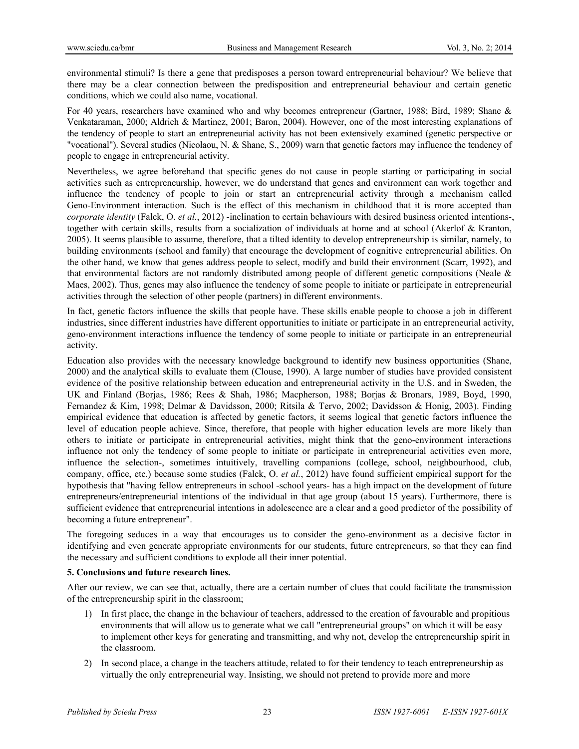environmental stimuli? Is there a gene that predisposes a person toward entrepreneurial behaviour? We believe that there may be a clear connection between the predisposition and entrepreneurial behaviour and certain genetic conditions, which we could also name, vocational.

For 40 years, researchers have examined who and why becomes entrepreneur (Gartner, 1988; Bird, 1989; Shane & Venkataraman, 2000; Aldrich & Martinez, 2001; Baron, 2004). However, one of the most interesting explanations of the tendency of people to start an entrepreneurial activity has not been extensively examined (genetic perspective or "vocational"). Several studies (Nicolaou, N. & Shane, S., 2009) warn that genetic factors may influence the tendency of people to engage in entrepreneurial activity.

Nevertheless, we agree beforehand that specific genes do not cause in people starting or participating in social activities such as entrepreneurship, however, we do understand that genes and environment can work together and influence the tendency of people to join or start an entrepreneurial activity through a mechanism called Geno-Environment interaction. Such is the effect of this mechanism in childhood that it is more accepted than *corporate identity* (Falck, O. *et al.*, 2012) -inclination to certain behaviours with desired business oriented intentions-, together with certain skills, results from a socialization of individuals at home and at school (Akerlof & Kranton, 2005). It seems plausible to assume, therefore, that a tilted identity to develop entrepreneurship is similar, namely, to building environments (school and family) that encourage the development of cognitive entrepreneurial abilities. On the other hand, we know that genes address people to select, modify and build their environment (Scarr, 1992), and that environmental factors are not randomly distributed among people of different genetic compositions (Neale & Maes, 2002). Thus, genes may also influence the tendency of some people to initiate or participate in entrepreneurial activities through the selection of other people (partners) in different environments.

In fact, genetic factors influence the skills that people have. These skills enable people to choose a job in different industries, since different industries have different opportunities to initiate or participate in an entrepreneurial activity, geno-environment interactions influence the tendency of some people to initiate or participate in an entrepreneurial activity.

Education also provides with the necessary knowledge background to identify new business opportunities (Shane, 2000) and the analytical skills to evaluate them (Clouse, 1990). A large number of studies have provided consistent evidence of the positive relationship between education and entrepreneurial activity in the U.S. and in Sweden, the UK and Finland (Borjas, 1986; Rees & Shah, 1986; Macpherson, 1988; Borjas & Bronars, 1989, Boyd, 1990, Fernandez & Kim, 1998; Delmar & Davidsson, 2000; Ritsila & Tervo, 2002; Davidsson & Honig, 2003). Finding empirical evidence that education is affected by genetic factors, it seems logical that genetic factors influence the level of education people achieve. Since, therefore, that people with higher education levels are more likely than others to initiate or participate in entrepreneurial activities, might think that the geno-environment interactions influence not only the tendency of some people to initiate or participate in entrepreneurial activities even more, influence the selection-, sometimes intuitively, travelling companions (college, school, neighbourhood, club, company, office, etc.) because some studies (Falck, O. *et al.*, 2012) have found sufficient empirical support for the hypothesis that "having fellow entrepreneurs in school -school years- has a high impact on the development of future entrepreneurs/entrepreneurial intentions of the individual in that age group (about 15 years). Furthermore, there is sufficient evidence that entrepreneurial intentions in adolescence are a clear and a good predictor of the possibility of becoming a future entrepreneur".

The foregoing seduces in a way that encourages us to consider the geno-environment as a decisive factor in identifying and even generate appropriate environments for our students, future entrepreneurs, so that they can find the necessary and sufficient conditions to explode all their inner potential.

## 5. Conclusions and future research lines.

After our review, we can see that, actually, there are a certain number of clues that could facilitate the transmission of the entrepreneurship spirit in the classroom;

1) In first place, the change in the behaviour of teachers, addressed to the creation of favourable and propitious environments that will allow us to generate what we call "entrepreneurial groups" on which it will be easy to implement other keys for generating and transmitting, and why not, develop the entrepreneurship spirit in the classroom.

2) In second place, a change in the teachers attitude, related to for their tendency to teach entrepreneurship as virtually the only entrepreneurial way. Insisting, we should not pretend to provide more and more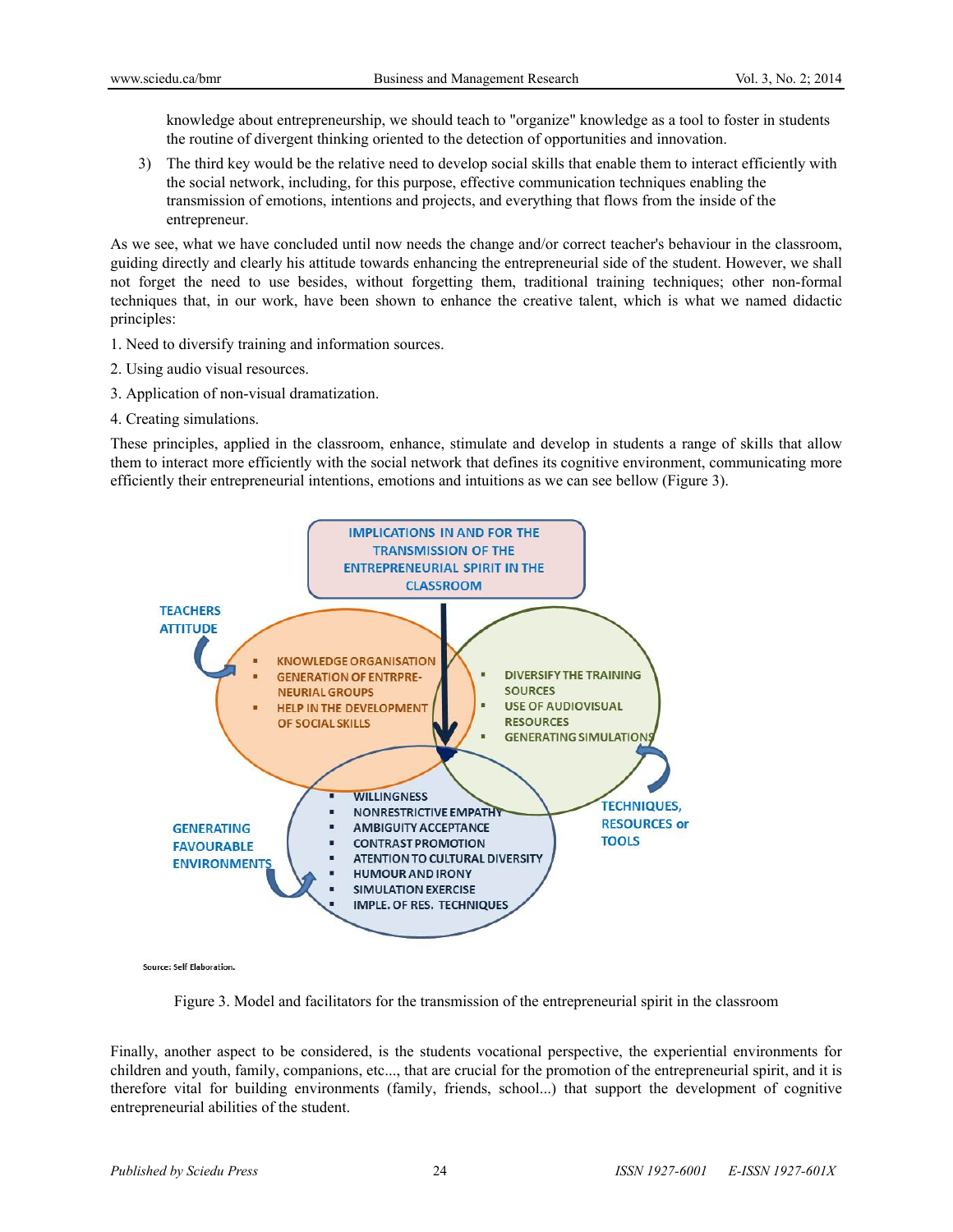knowledge about entrepreneurship, we should teach to "organize" knowledge as a tool to foster in students the routine of divergent thinking oriented to the detection of opportunities and innovation.

3) The third key would be the relative need to develop social skills that enable them to interact efficiently with the social network, including, for this purpose, effective communication techniques enabling the transmission of emotions, intentions and projects, and everything that flows from the inside of the entrepreneur.

As we see, what we have concluded until now needs the change and/or correct teacher's behaviour in the classroom, guiding directly and clearly his attitude towards enhancing the entrepreneurial side of the student. However, we shall not forget the need to use besides, without forgetting them, traditional training techniques; other non-formal techniques that, in our work, have been shown to enhance the creative talent, which is what we named didactic principles:

1. Need to diversify training and information sources.

2. Using audio visual resources.

3. Application of non-visual dramatization.

4. Creating simulations.

These principles, applied in the classroom, enhance, stimulate and develop in students a range of skills that allow them to interact more efficiently with the social network that defines its cognitive environment, communicating more efficiently their entrepreneurial intentions, emotions and intuitions as we can see bellow (Figure 3).

IMPLICATIONS IN AND FOR THE TRANSMISSION OF THE ENTREPRENEURIAL SPIRIT IN THE CLASSROOM

TEACHERS ATTITUDE
- KNOWLEDGE ORGANISATION
- GENERATION OF ENTRPRE-NEURIAL GROUPS
- HELP IN THE DEVELOPMENT OF SOCIAL SKILLS

TECHNIQUES, RESOURCES or TOOLS
- DIVERSIFY THE TRAINING SOURCES
- USE OF AUDIOVISUAL RESOURCES
- GENERATING SIMULATIONS

GENERATING FAVOURABLE ENVIRONMENTS
- WILLINGNESS
- NONRESTRICTIVE EMPATHY
- AMBIGUITY ACCEPTANCE
- CONTRAST PROMOTION
- ATENTION TO CULTURAL DIVERSITY
- HUMOUR AND IRONY
- SIMULATION EXERCISE
- IMPLE. OF RES. TECHNIQUES

Source: Self Elaboration.

Figure 3. Model and facilitators for the transmission of the entrepreneurial spirit in the classroom

Finally, another aspect to be considered, is the students vocational perspective, the experiential environments for children and youth, family, companions, etc..., that are crucial for the promotion of the entrepreneurial spirit, and it is therefore vital for building environments (family, friends, school...) that support the development of cognitive entrepreneurial abilities of the student.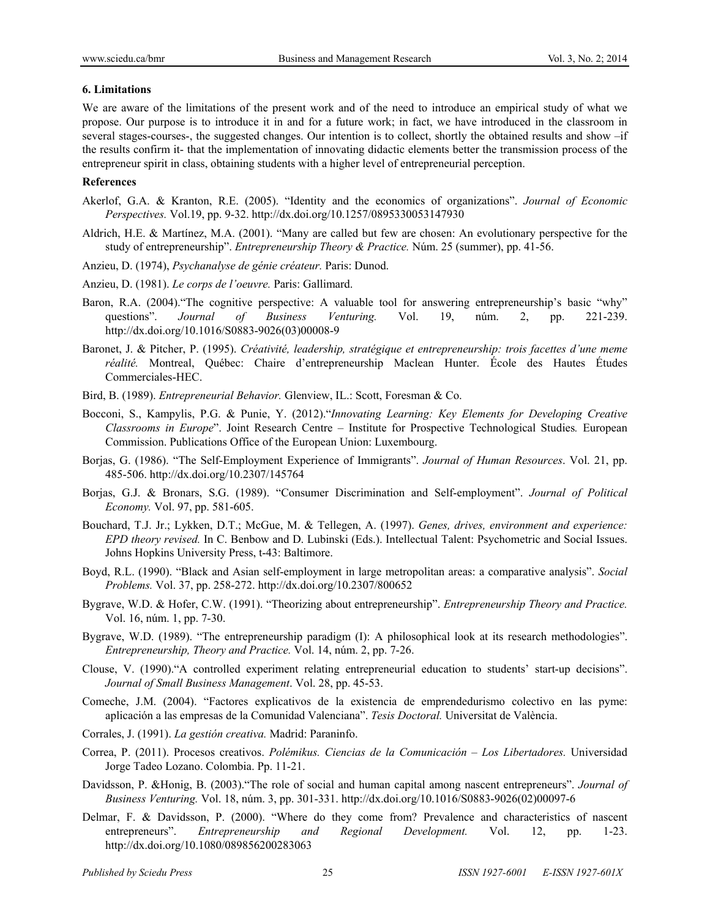## 6. Limitations

We are aware of the limitations of the present work and of the need to introduce an empirical study of what we propose. Our purpose is to introduce it in and for a future work; in fact, we have introduced in the classroom in several stages-courses-, the suggested changes. Our intention is to collect, shortly the obtained results and show –if the results confirm it- that the implementation of innovating didactic elements better the transmission process of the entrepreneur spirit in class, obtaining students with a higher level of entrepreneurial perception.

## References

Akerlof, G.A. & Kranton, R.E. (2005). "Identity and the economics of organizations". *Journal of Economic Perspectives.* Vol.19, pp. 9-32. http://dx.doi.org/10.1257/0895330053147930

Aldrich, H.E. & Martínez, M.A. (2001). "Many are called but few are chosen: An evolutionary perspective for the study of entrepreneurship". *Entrepreneurship Theory & Practice.* Núm. 25 (summer), pp. 41-56.

Anzieu, D. (1974), *Psychanalyse de génie créateur.* Paris: Dunod.

Anzieu, D. (1981). *Le corps de l'oeuvre.* Paris: Gallimard.

Baron, R.A. (2004)."The cognitive perspective: A valuable tool for answering entrepreneurship's basic "why" questions". *Journal of Business Venturing.* Vol. 19, núm. 2, pp. 221-239. http://dx.doi.org/10.1016/S0883-9026(03)00008-9

Baronet, J. & Pitcher, P. (1995). *Créativité, leadership, stratégique et entrepreneurship: trois facettes d'une meme réalité.* Montreal, Québec: Chaire d'entrepreneurship Maclean Hunter. École des Hautes Études Commerciales-HEC.

Bird, B. (1989). *Entrepreneurial Behavior.* Glenview, IL.: Scott, Foresman & Co.

Bocconi, S., Kampylis, P.G. & Punie, Y. (2012)."*Innovating Learning: Key Elements for Developing Creative Classrooms in Europe*". Joint Research Centre – Institute for Prospective Technological Studies*.* European Commission. Publications Office of the European Union: Luxembourg.

Borjas, G. (1986). "The Self-Employment Experience of Immigrants". *Journal of Human Resources*. Vol. 21, pp. 485-506. http://dx.doi.org/10.2307/145764

Borjas, G.J. & Bronars, S.G. (1989). "Consumer Discrimination and Self-employment". *Journal of Political Economy.* Vol. 97, pp. 581-605.

Bouchard, T.J. Jr.; Lykken, D.T.; McGue, M. & Tellegen, A. (1997). *Genes, drives, environment and experience: EPD theory revised.* In C. Benbow and D. Lubinski (Eds.). Intellectual Talent: Psychometric and Social Issues. Johns Hopkins University Press, t-43: Baltimore.

Boyd, R.L. (1990). "Black and Asian self-employment in large metropolitan areas: a comparative analysis". *Social Problems.* Vol. 37, pp. 258-272. http://dx.doi.org/10.2307/800652

Bygrave, W.D. & Hofer, C.W. (1991). "Theorizing about entrepreneurship". *Entrepreneurship Theory and Practice.* Vol. 16, núm. 1, pp. 7-30.

Bygrave, W.D. (1989). "The entrepreneurship paradigm (I): A philosophical look at its research methodologies". *Entrepreneurship, Theory and Practice.* Vol. 14, núm. 2, pp. 7-26.

Clouse, V. (1990)."A controlled experiment relating entrepreneurial education to students' start-up decisions". *Journal of Small Business Management*. Vol. 28, pp. 45-53.

Comeche, J.M. (2004). "Factores explicativos de la existencia de emprendedurismo colectivo en las pyme: aplicación a las empresas de la Comunidad Valenciana". *Tesis Doctoral.* Universitat de València.

Corrales, J. (1991). *La gestión creativa.* Madrid: Paraninfo.

Correa, P. (2011). Procesos creativos. *Polémikus. Ciencias de la Comunicación – Los Libertadores.* Universidad Jorge Tadeo Lozano. Colombia. Pp. 11-21.

Davidsson, P. &Honig, B. (2003)."The role of social and human capital among nascent entrepreneurs". *Journal of Business Venturing.* Vol. 18, núm. 3, pp. 301-331. http://dx.doi.org/10.1016/S0883-9026(02)00097-6

Delmar, F. & Davidsson, P. (2000). "Where do they come from? Prevalence and characteristics of nascent entrepreneurs". *Entrepreneurship and Regional Development.* Vol. 12, pp. 1-23. http://dx.doi.org/10.1080/089856200283063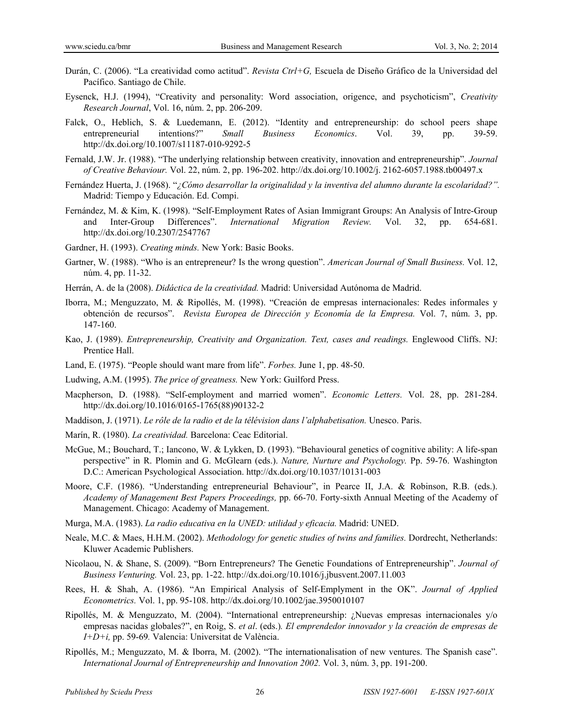Durán, C. (2006). "La creatividad como actitud". *Revista Ctrl+G,* Escuela de Diseño Gráfico de la Universidad del Pacífico. Santiago de Chile.

Eysenck, H.J. (1994), "Creativity and personality: Word association, origence, and psychoticism", *Creativity Research Journal*, Vol. 16, núm. 2, pp. 206-209.

Falck, O., Heblich, S. & Luedemann, E. (2012). "Identity and entrepreneurship: do school peers shape entrepreneurial intentions?" *Small Business Economics*. Vol. 39, pp. 39-59. http://dx.doi.org/10.1007/s11187-010-9292-5

Fernald, J.W. Jr. (1988). "The underlying relationship between creativity, innovation and entrepreneurship". *Journal of Creative Behaviour.* Vol. 22, núm. 2, pp. 196-202. http://dx.doi.org/10.1002/j. 2162-6057.1988.tb00497.x

Fernández Huerta, J. (1968). "*¿Cómo desarrollar la originalidad y la inventiva del alumno durante la escolaridad?".* Madrid: Tiempo y Educación. Ed. Compi.

Fernández, M. & Kim, K. (1998). "Self-Employment Rates of Asian Immigrant Groups: An Analysis of Intre-Group and Inter-Group Differences". *International Migration Review.* Vol. 32, pp. 654-681. http://dx.doi.org/10.2307/2547767

Gardner, H. (1993). *Creating minds.* New York: Basic Books.

Gartner, W. (1988). "Who is an entrepreneur? Is the wrong question". *American Journal of Small Business.* Vol. 12, núm. 4, pp. 11-32.

Herrán, A. de la (2008). *Didáctica de la creatividad.* Madrid: Universidad Autónoma de Madrid.

Iborra, M.; Menguzzato, M. & Ripollés, M. (1998). "Creación de empresas internacionales: Redes informales y obtención de recursos". *Revista Europea de Dirección y Economía de la Empresa.* Vol. 7, núm. 3, pp. 147-160.

Kao, J. (1989). *Entrepreneurship, Creativity and Organization. Text, cases and readings.* Englewood Cliffs. NJ: Prentice Hall.

Land, E. (1975). "People should want mare from life". *Forbes.* June 1, pp. 48-50.

Ludwing, A.M. (1995). *The price of greatness.* New York: Guilford Press.

Macpherson, D. (1988). "Self-employment and married women". *Economic Letters.* Vol. 28, pp. 281-284. http://dx.doi.org/10.1016/0165-1765(88)90132-2

Maddison, J. (1971). *Le rôle de la radio et de la télévision dans l'alphabetisation.* Unesco. Paris.

Marín, R. (1980). *La creatividad.* Barcelona: Ceac Editorial.

McGue, M.; Bouchard, T.; Iancono, W. & Lykken, D. (1993). "Behavioural genetics of cognitive ability: A life-span perspective" in R. Plomin and G. McGlearn (eds.). *Nature, Nurture and Psychology.* Pp. 59-76. Washington D.C.: American Psychological Association. http://dx.doi.org/10.1037/10131-003

Moore, C.F. (1986). "Understanding entrepreneurial Behaviour", in Pearce II, J.A. & Robinson, R.B. (eds.). *Academy of Management Best Papers Proceedings,* pp. 66-70. Forty-sixth Annual Meeting of the Academy of Management. Chicago: Academy of Management.

Murga, M.A. (1983). *La radio educativa en la UNED: utilidad y eficacia.* Madrid: UNED.

Neale, M.C. & Maes, H.H.M. (2002). *Methodology for genetic studies of twins and families.* Dordrecht, Netherlands: Kluwer Academic Publishers.

Nicolaou, N. & Shane, S. (2009). "Born Entrepreneurs? The Genetic Foundations of Entrepreneurship". *Journal of Business Venturing.* Vol. 23, pp. 1-22. http://dx.doi.org/10.1016/j.jbusvent.2007.11.003

Rees, H. & Shah, A. (1986). "An Empirical Analysis of Self-Emplyment in the OK". *Journal of Applied Econometrics.* Vol. 1, pp. 95-108. http://dx.doi.org/10.1002/jae.3950010107

Ripollés, M. & Menguzzato, M. (2004). "International entrepreneurship: ¿Nuevas empresas internacionales y/o empresas nacidas globales?", en Roig, S. *et al*. (eds.)*. El emprendedor innovador y la creación de empresas de I+D+i,* pp. 59-69*.* Valencia: Universitat de València.

Ripollés, M.; Menguzzato, M. & Iborra, M. (2002). "The internationalisation of new ventures. The Spanish case". *International Journal of Entrepreneurship and Innovation 2002.* Vol. 3, núm. 3, pp. 191-200.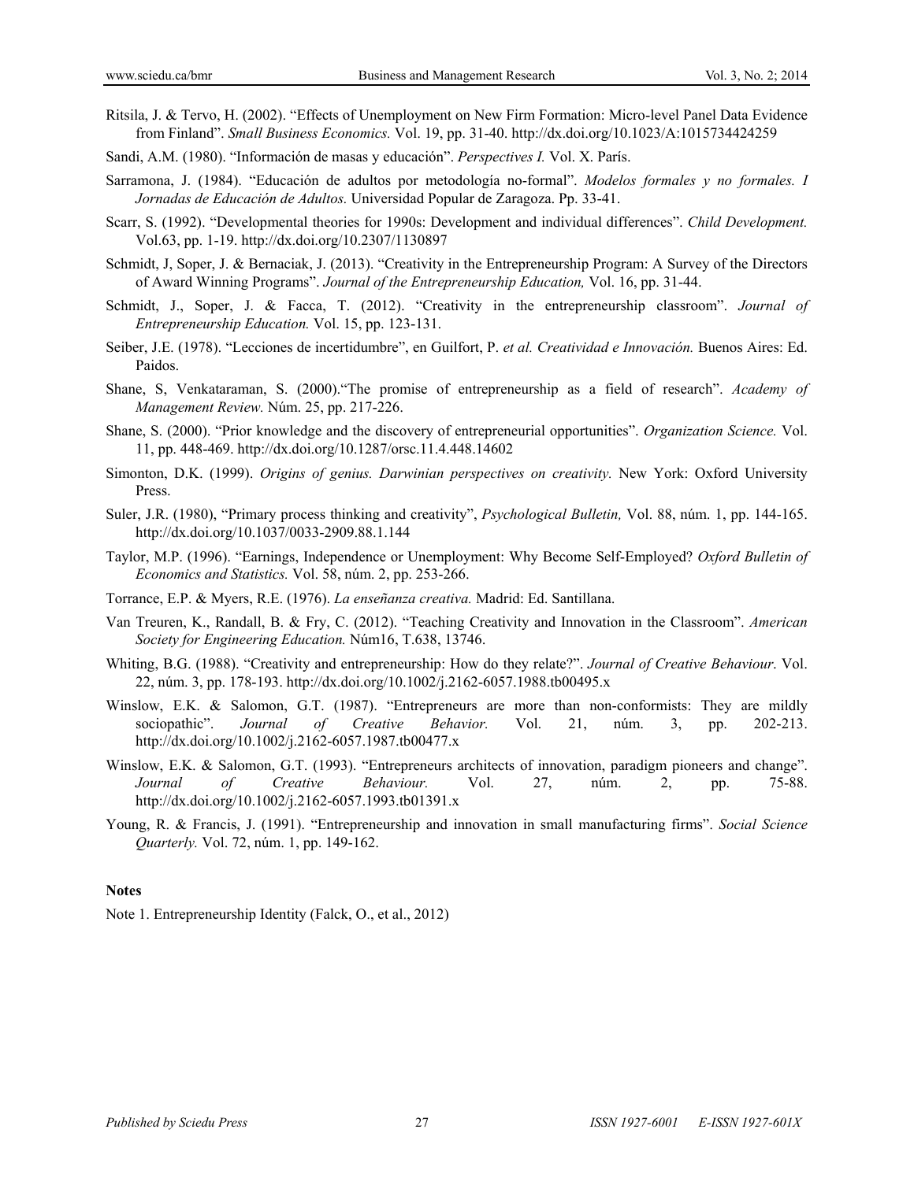Ritsila, J. & Tervo, H. (2002). "Effects of Unemployment on New Firm Formation: Micro-level Panel Data Evidence from Finland". *Small Business Economics.* Vol. 19, pp. 31-40. http://dx.doi.org/10.1023/A:1015734424259

Sandi, A.M. (1980). "Información de masas y educación". *Perspectives I.* Vol. X. París.

Sarramona, J. (1984). "Educación de adultos por metodología no-formal". *Modelos formales y no formales. I Jornadas de Educación de Adultos.* Universidad Popular de Zaragoza. Pp. 33-41.

Scarr, S. (1992). "Developmental theories for 1990s: Development and individual differences". *Child Development.* Vol.63, pp. 1-19. http://dx.doi.org/10.2307/1130897

Schmidt, J, Soper, J. & Bernaciak, J. (2013). "Creativity in the Entrepreneurship Program: A Survey of the Directors of Award Winning Programs". *Journal of the Entrepreneurship Education,* Vol. 16, pp. 31-44.

Schmidt, J., Soper, J. & Facca, T. (2012). "Creativity in the entrepreneurship classroom". *Journal of Entrepreneurship Education.* Vol. 15, pp. 123-131.

Seiber, J.E. (1978). "Lecciones de incertidumbre", en Guilfort, P. *et al. Creatividad e Innovación.* Buenos Aires: Ed. Paidos.

Shane, S, Venkataraman, S. (2000)."The promise of entrepreneurship as a field of research". *Academy of Management Review.* Núm. 25, pp. 217-226.

Shane, S. (2000). "Prior knowledge and the discovery of entrepreneurial opportunities". *Organization Science.* Vol. 11, pp. 448-469. http://dx.doi.org/10.1287/orsc.11.4.448.14602

Simonton, D.K. (1999). *Origins of genius. Darwinian perspectives on creativity.* New York: Oxford University Press.

Suler, J.R. (1980), "Primary process thinking and creativity", *Psychological Bulletin,* Vol. 88, núm. 1, pp. 144-165. http://dx.doi.org/10.1037/0033-2909.88.1.144

Taylor, M.P. (1996). "Earnings, Independence or Unemployment: Why Become Self-Employed? *Oxford Bulletin of Economics and Statistics.* Vol. 58, núm. 2, pp. 253-266.

Torrance, E.P. & Myers, R.E. (1976). *La enseñanza creativa.* Madrid: Ed. Santillana.

Van Treuren, K., Randall, B. & Fry, C. (2012). "Teaching Creativity and Innovation in the Classroom". *American Society for Engineering Education.* Núm16, T.638, 13746.

Whiting, B.G. (1988). "Creativity and entrepreneurship: How do they relate?". *Journal of Creative Behaviour*. Vol. 22, núm. 3, pp. 178-193. http://dx.doi.org/10.1002/j.2162-6057.1988.tb00495.x

Winslow, E.K. & Salomon, G.T. (1987). "Entrepreneurs are more than non-conformists: They are mildly sociopathic". *Journal of Creative Behavior.* Vol. 21, núm. 3, pp. 202-213. http://dx.doi.org/10.1002/j.2162-6057.1987.tb00477.x

Winslow, E.K. & Salomon, G.T. (1993). "Entrepreneurs architects of innovation, paradigm pioneers and change". *Journal of Creative Behaviour.* Vol. 27, núm. 2, pp. 75-88. http://dx.doi.org/10.1002/j.2162-6057.1993.tb01391.x

Young, R. & Francis, J. (1991). "Entrepreneurship and innovation in small manufacturing firms". *Social Science Quarterly.* Vol. 72, núm. 1, pp. 149-162.

**Notes**

Note 1. Entrepreneurship Identity (Falck, O., et al., 2012)